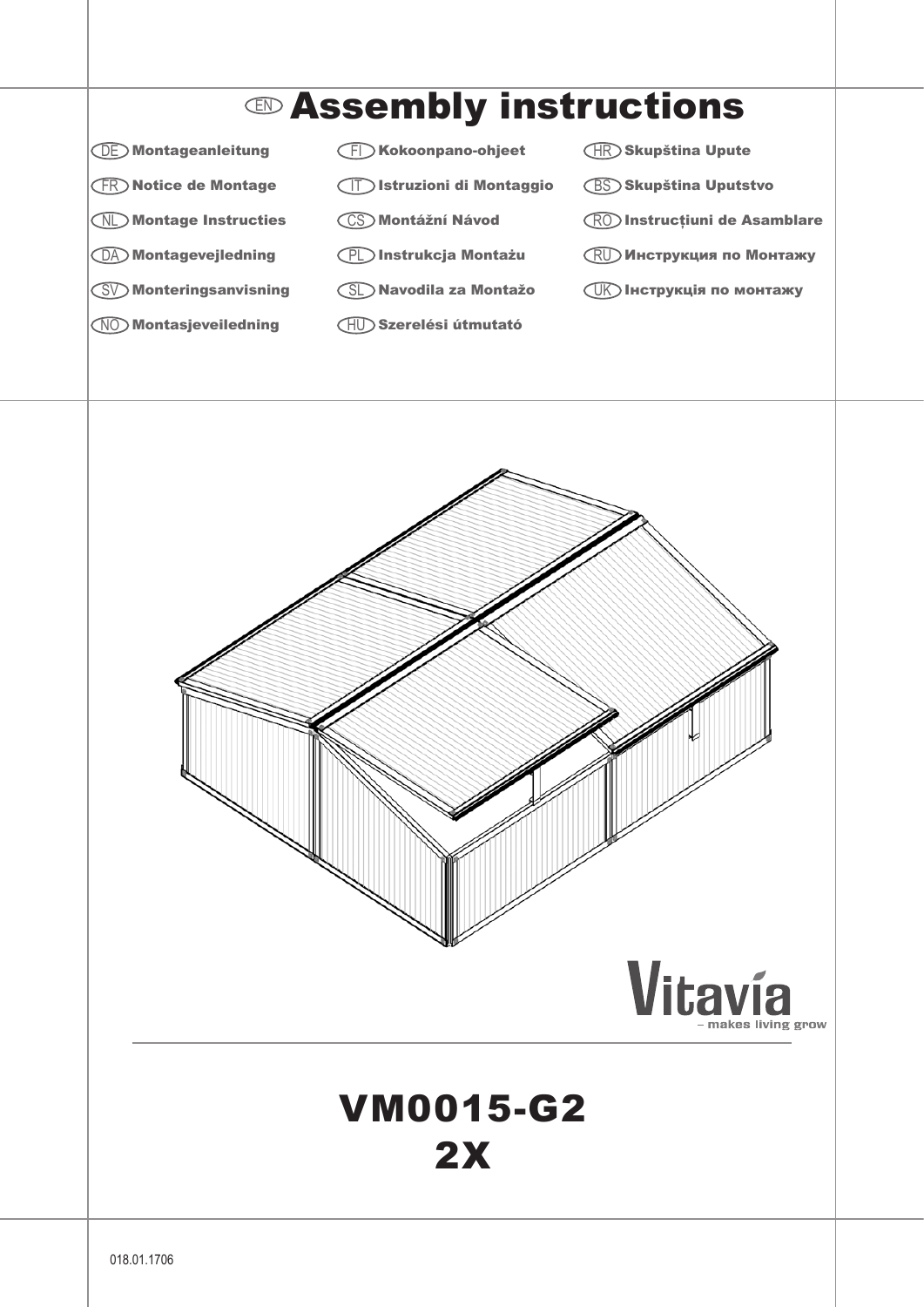# EN Assembly instructions

DE **Montageanleitung**

FR **Notice de Montage**

NL **Montage Instructies**

DA **Montagevejledning**

SV **Monteringsanvisning**

NO **Montasjeveiledning**

FI **Kokoonpano-ohjeet**

IT **Istruzioni di Montaggio**

CS **Montážní Návod**

PL **Instrukcja Montażu**

SL **Navodila za Montažo**

HU **Szerelési útmutató**

HR **Skupština Upute**

BS **Skupština Uputstvo**

RO **Instrucțiuni de Asamblare**

RU **Инструкция по Монтажу**

UK **Інструкція по монтажу**

Vitavía – makes living grow

# VM0015-G2
# 2X

018.01.1706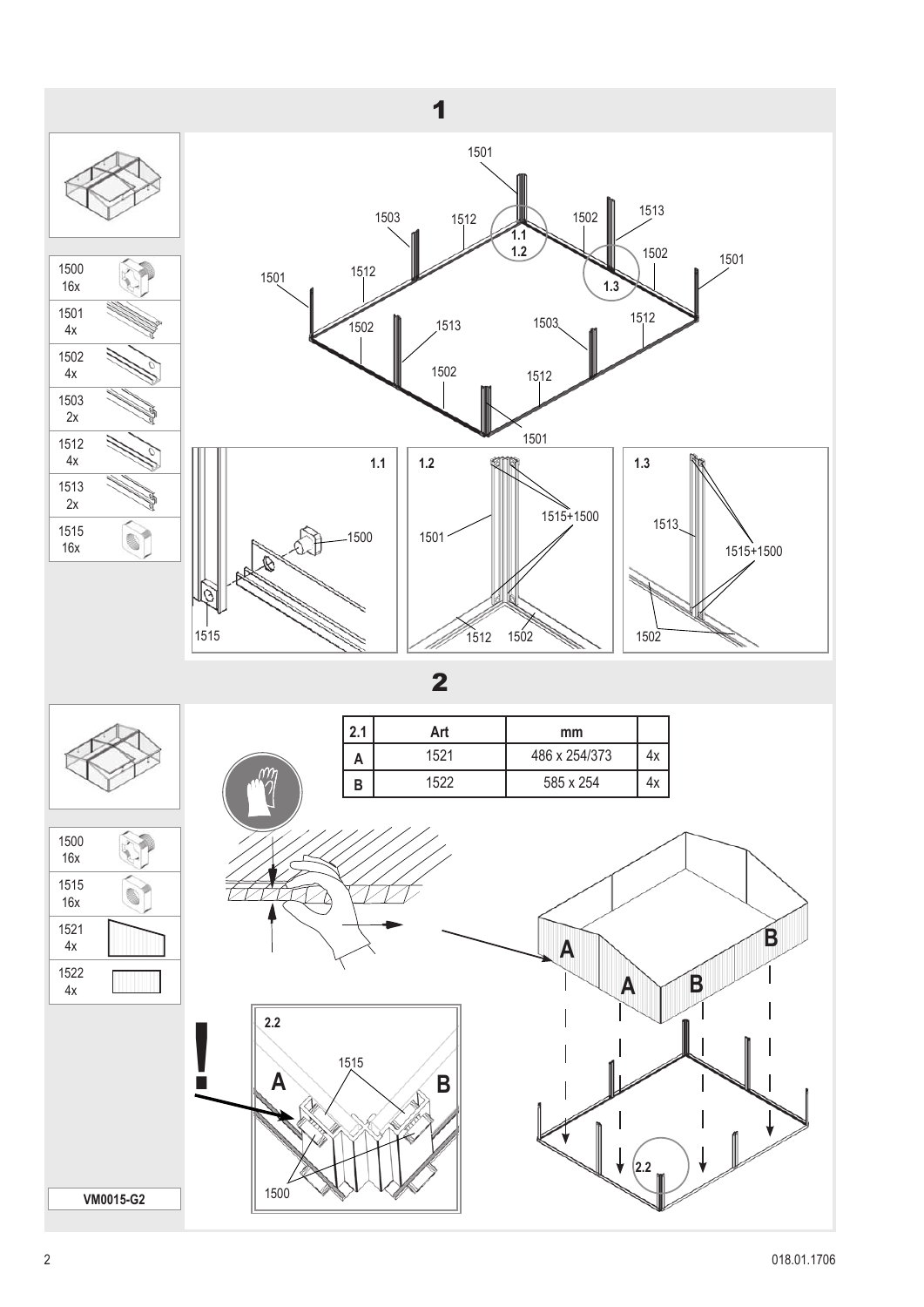# 1

| | |
|---|---|
| 1500 | 16x |
| 1501 | 4x |
| 1502 | 4x |
| 1503 | 2x |
| 1512 | 4x |
| 1513 | 2x |
| 1515 | 16x |

1501, 1503, 1512, 1502, 1513, 1502, 1501, 1501, 1512, 1502, 1513, 1503, 1512, 1502, 1512, 1501

1.1, 1.2, 1.3

**1.1** 1500, 1515

**1.2** 1501, 1515+1500, 1512, 1502

**1.3** 1513, 1515+1500, 1502

# 2

| | |
|---|---|
| 1500 | 16x |
| 1515 | 16x |
| 1521 | 4x |
| 1522 | 4x |

| 2.1 | Art | mm | |
|---|---|---|---|
| A | 1521 | 486 x 254/373 | 4x |
| B | 1522 | 585 x 254 | 4x |

**2.2** A, B, 1515, 1500

VM0015-G2

018.01.1706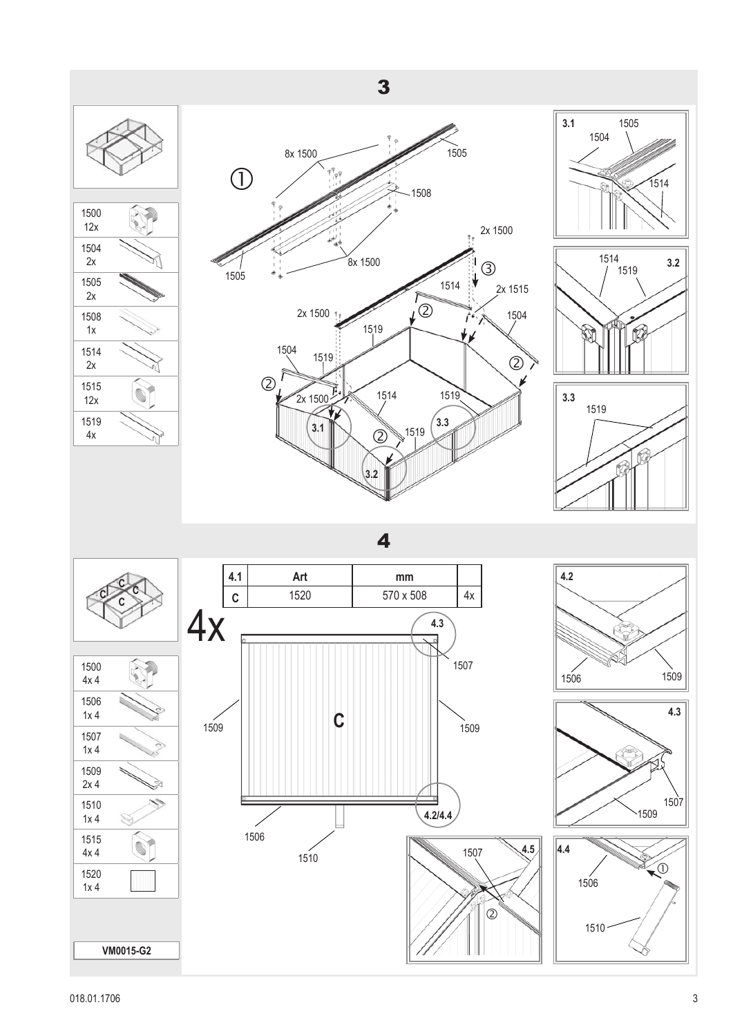## 3

| | |
|---|---|
| 1500 12x | |
| 1504 2x | |
| 1505 2x | |
| 1508 1x | |
| 1514 2x | |
| 1515 12x | |
| 1519 4x | |

① 8x 1500, 1505, 1508, 8x 1500, 1505

2x 1500, ③, 1514, 2x 1515, 1504, 2x 1500, ②, 1519, 1504, 1519, ②, 2x 1500, 1514, 1519, ②, 1519

3.1, 3.2, 3.3

**3.1** 1505, 1504, 1514

**3.2** 1514, 1519

**3.3** 1519

## 4

| | |
|---|---|
| 1500 4x 4 | |
| 1506 1x 4 | |
| 1507 1x 4 | |
| 1509 2x 4 | |
| 1510 1x 4 | |
| 1515 4x 4 | |
| 1520 1x 4 | |

**VM0015-G2**

| 4.1 | Art | mm | |
|---|---|---|---|
| C | 1520 | 570 x 508 | 4x |

4x

4.3, 1507, 1509, C, 1509, 4.2/4.4, 1506, 1510

**4.2** 1506, 1509

**4.3** 1507, 1509

**4.5** 1507 ②

**4.4** 1506 ① 1510

018.01.1706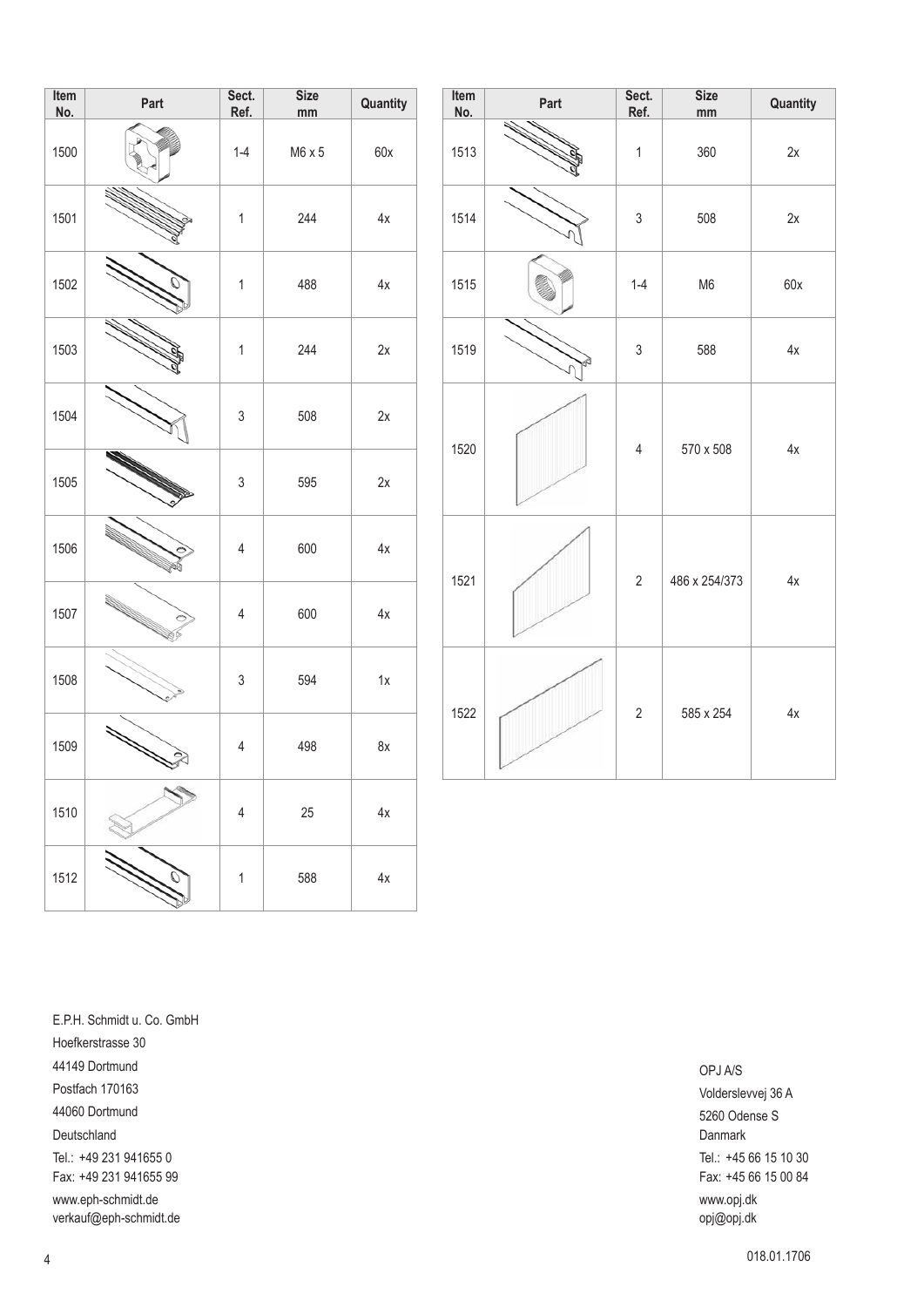| Item No. | Part | Sect. Ref. | Size mm | Quantity |
|---|---|---|---|---|
| 1500 | | 1-4 | M6 x 5 | 60x |
| 1501 | | 1 | 244 | 4x |
| 1502 | | 1 | 488 | 4x |
| 1503 | | 1 | 244 | 2x |
| 1504 | | 3 | 508 | 2x |
| 1505 | | 3 | 595 | 2x |
| 1506 | | 4 | 600 | 4x |
| 1507 | | 4 | 600 | 4x |
| 1508 | | 3 | 594 | 1x |
| 1509 | | 4 | 498 | 8x |
| 1510 | | 4 | 25 | 4x |
| 1512 | | 1 | 588 | 4x |

| Item No. | Part | Sect. Ref. | Size mm | Quantity |
|---|---|---|---|---|
| 1513 | | 1 | 360 | 2x |
| 1514 | | 3 | 508 | 2x |
| 1515 | | 1-4 | M6 | 60x |
| 1519 | | 3 | 588 | 4x |
| 1520 | | 4 | 570 x 508 | 4x |
| 1521 | | 2 | 486 x 254/373 | 4x |
| 1522 | | 2 | 585 x 254 | 4x |

E.P.H. Schmidt u. Co. GmbH
Hoefkerstrasse 30
44149 Dortmund
Postfach 170163
44060 Dortmund
Deutschland
Tel.: +49 231 941655 0
Fax: +49 231 941655 99
www.eph-schmidt.de
verkauf@eph-schmidt.de

OPJ A/S
Volderslevvej 36 A
5260 Odense S
Danmark
Tel.: +45 66 15 10 30
Fax: +45 66 15 00 84
www.opj.dk
opj@opj.dk

018.01.1706